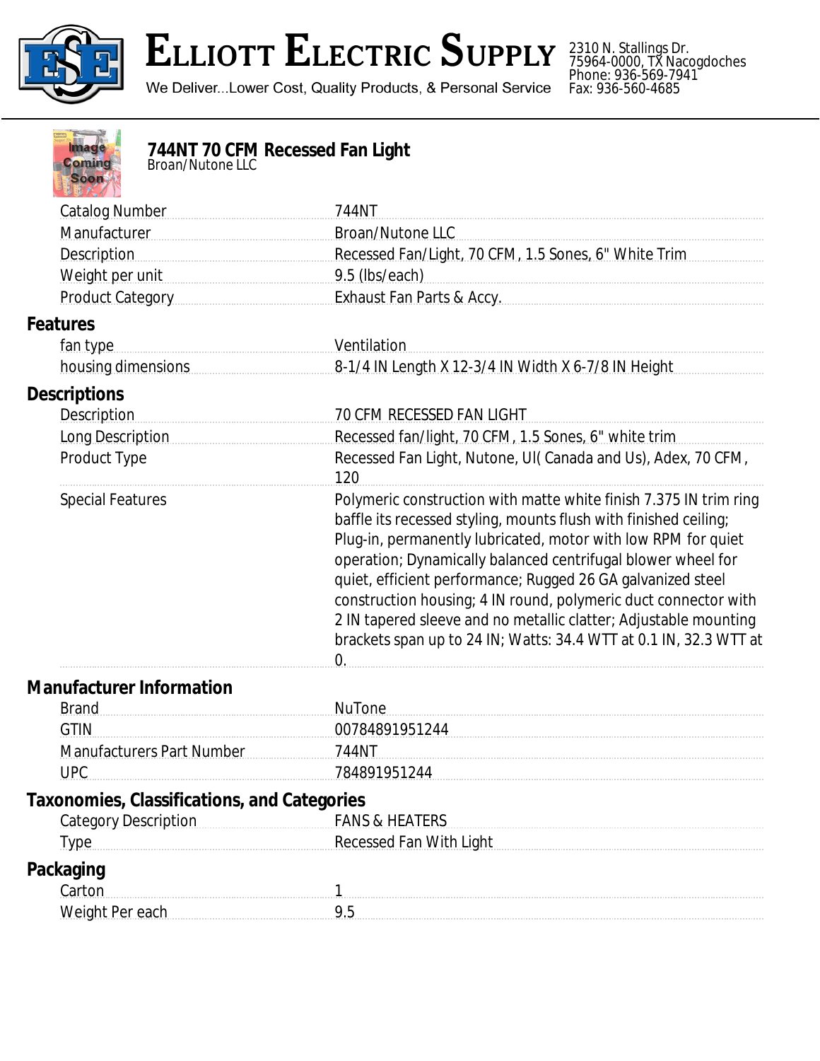# Elliott Electric Supply

We Deliver...Lower Cost, Quality Products, & Personal Service

2310 N. Stallings Dr.
75964-0000, TX Nacogdoches
Phone: 936-569-7941
Fax: 936-560-4685

## 744NT 70 CFM Recessed Fan Light

Broan/Nutone LLC

| | |
|---|---|
| Catalog Number | 744NT |
| Manufacturer | Broan/Nutone LLC |
| Description | Recessed Fan/Light, 70 CFM, 1.5 Sones, 6" White Trim |
| Weight per unit | 9.5 (lbs/each) |
| Product Category | Exhaust Fan Parts & Accy. |

### Features

| | |
|---|---|
| fan type | Ventilation |
| housing dimensions | 8-1/4 IN Length X 12-3/4 IN Width X 6-7/8 IN Height |

### Descriptions

| | |
|---|---|
| Description | 70 CFM RECESSED FAN LIGHT |
| Long Description | Recessed fan/light, 70 CFM, 1.5 Sones, 6" white trim |
| Product Type | Recessed Fan Light, Nutone, Ul( Canada and Us), Adex, 70 CFM, 120 |
| Special Features | Polymeric construction with matte white finish 7.375 IN trim ring baffle its recessed styling, mounts flush with finished ceiling; Plug-in, permanently lubricated, motor with low RPM for quiet operation; Dynamically balanced centrifugal blower wheel for quiet, efficient performance; Rugged 26 GA galvanized steel construction housing; 4 IN round, polymeric duct connector with 2 IN tapered sleeve and no metallic clatter; Adjustable mounting brackets span up to 24 IN; Watts: 34.4 WTT at 0.1 IN, 32.3 WTT at 0. |

### Manufacturer Information

| | |
|---|---|
| Brand | NuTone |
| GTIN | 00784891951244 |
| Manufacturers Part Number | 744NT |
| UPC | 784891951244 |

### Taxonomies, Classifications, and Categories

| | |
|---|---|
| Category Description | FANS & HEATERS |
| Type | Recessed Fan With Light |

### Packaging

| | |
|---|---|
| Carton | 1 |
| Weight Per each | 9.5 |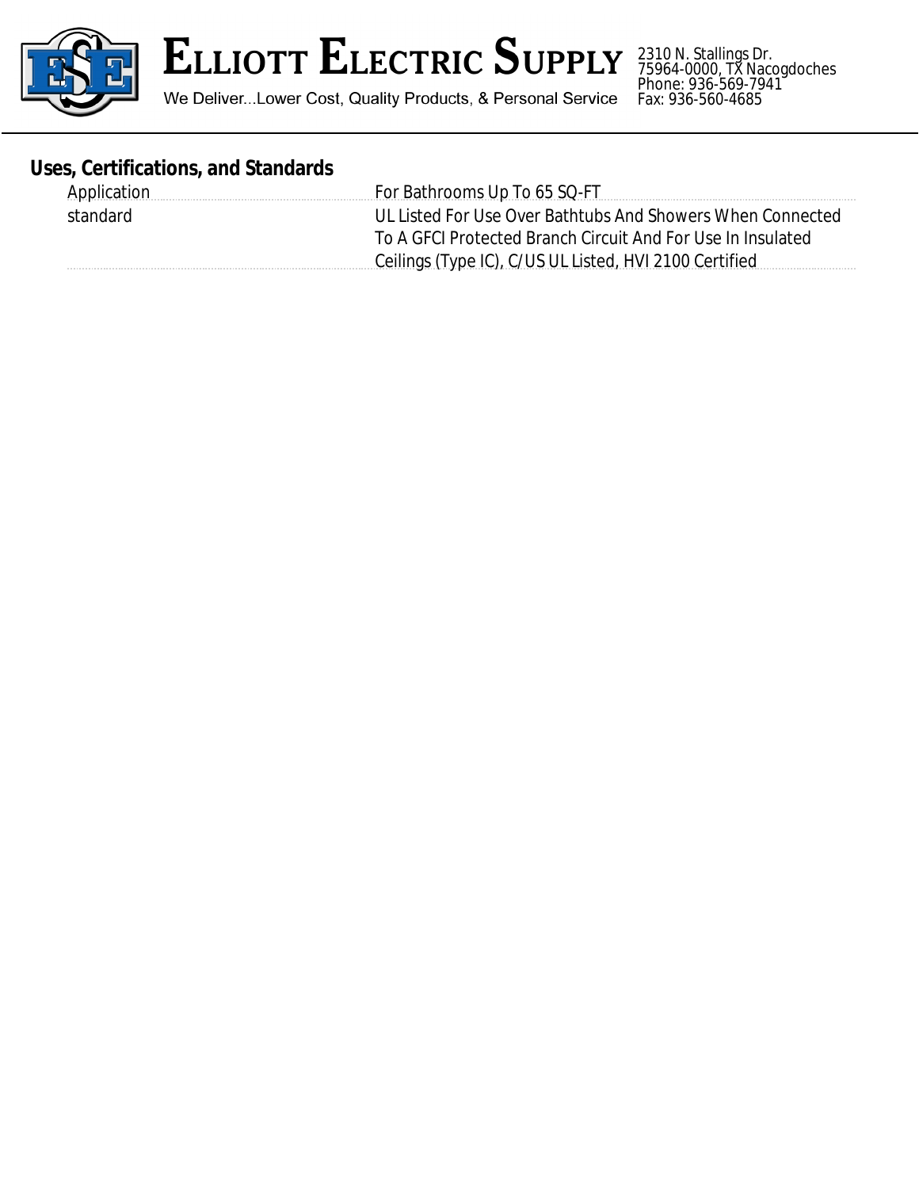## Uses, Certifications, and Standards

| | |
|---|---|
| Application | For Bathrooms Up To 65 SQ-FT |
| standard | UL Listed For Use Over Bathtubs And Showers When Connected To A GFCI Protected Branch Circuit And For Use In Insulated Ceilings (Type IC), C/US UL Listed, HVI 2100 Certified |